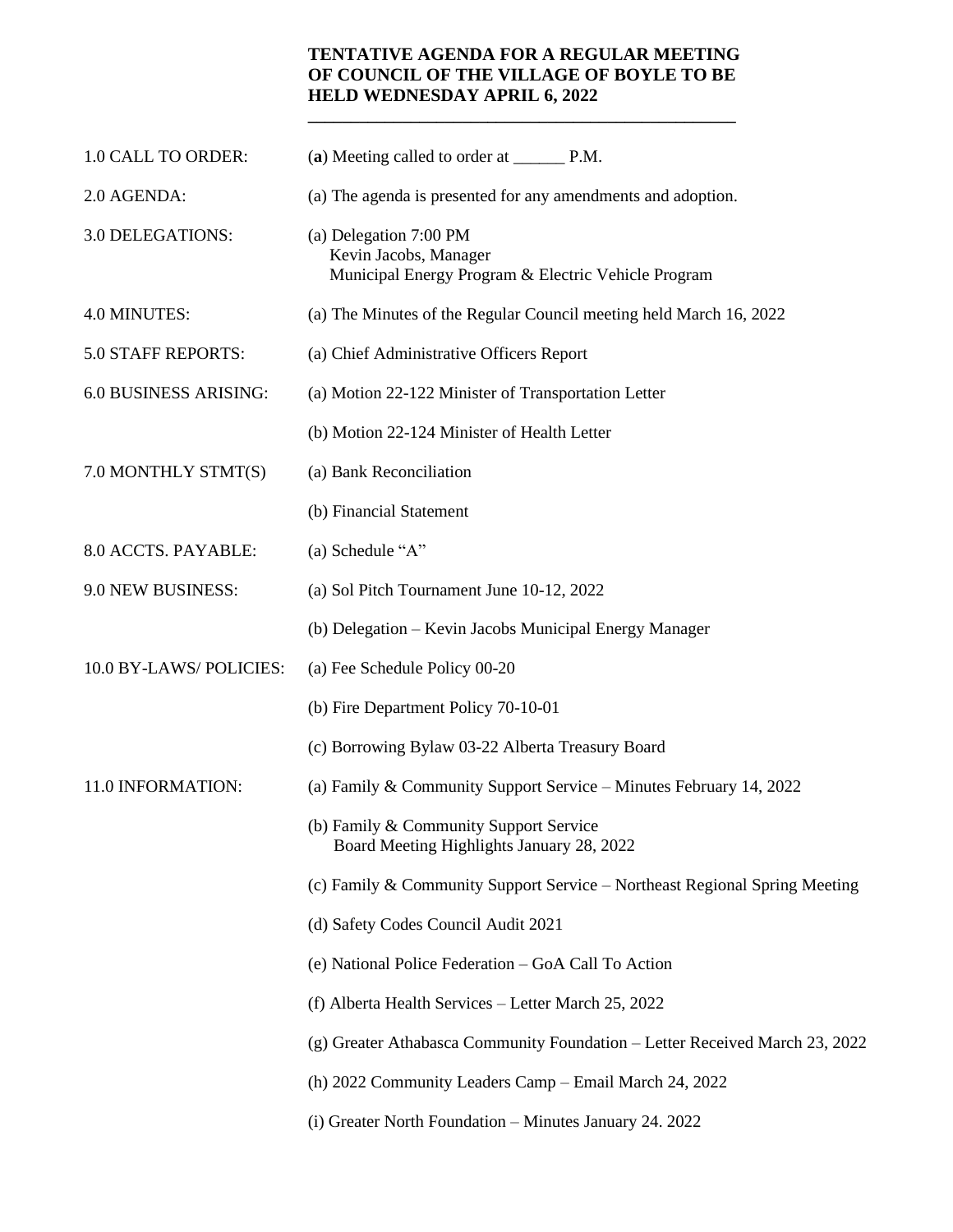# TENTATIVE AGENDA FOR A REGULAR MEETING OF COUNCIL OF THE VILLAGE OF BOYLE TO BE HELD WEDNESDAY APRIL 6, 2022

| | |
|---|---|
| 1.0 CALL TO ORDER: | (**a**) Meeting called to order at ______ P.M. |
| 2.0 AGENDA: | (a) The agenda is presented for any amendments and adoption. |
| 3.0 DELEGATIONS: | (a) Delegation 7:00 PM<br>Kevin Jacobs, Manager<br>Municipal Energy Program & Electric Vehicle Program |
| 4.0 MINUTES: | (a) The Minutes of the Regular Council meeting held March 16, 2022 |
| 5.0 STAFF REPORTS: | (a) Chief Administrative Officers Report |
| 6.0 BUSINESS ARISING: | (a) Motion 22-122 Minister of Transportation Letter |
| | (b) Motion 22-124 Minister of Health Letter |
| 7.0 MONTHLY STMT(S) | (a) Bank Reconciliation |
| | (b) Financial Statement |
| 8.0 ACCTS. PAYABLE: | (a) Schedule "A" |
| 9.0 NEW BUSINESS: | (a) Sol Pitch Tournament June 10-12, 2022 |
| | (b) Delegation – Kevin Jacobs Municipal Energy Manager |
| 10.0 BY-LAWS/ POLICIES: | (a) Fee Schedule Policy 00-20 |
| | (b) Fire Department Policy 70-10-01 |
| | (c) Borrowing Bylaw 03-22 Alberta Treasury Board |
| 11.0 INFORMATION: | (a) Family & Community Support Service – Minutes February 14, 2022 |
| | (b) Family & Community Support Service<br>Board Meeting Highlights January 28, 2022 |
| | (c) Family & Community Support Service – Northeast Regional Spring Meeting |
| | (d) Safety Codes Council Audit 2021 |
| | (e) National Police Federation – GoA Call To Action |
| | (f) Alberta Health Services – Letter March 25, 2022 |
| | (g) Greater Athabasca Community Foundation – Letter Received March 23, 2022 |
| | (h) 2022 Community Leaders Camp – Email March 24, 2022 |
| | (i) Greater North Foundation – Minutes January 24. 2022 |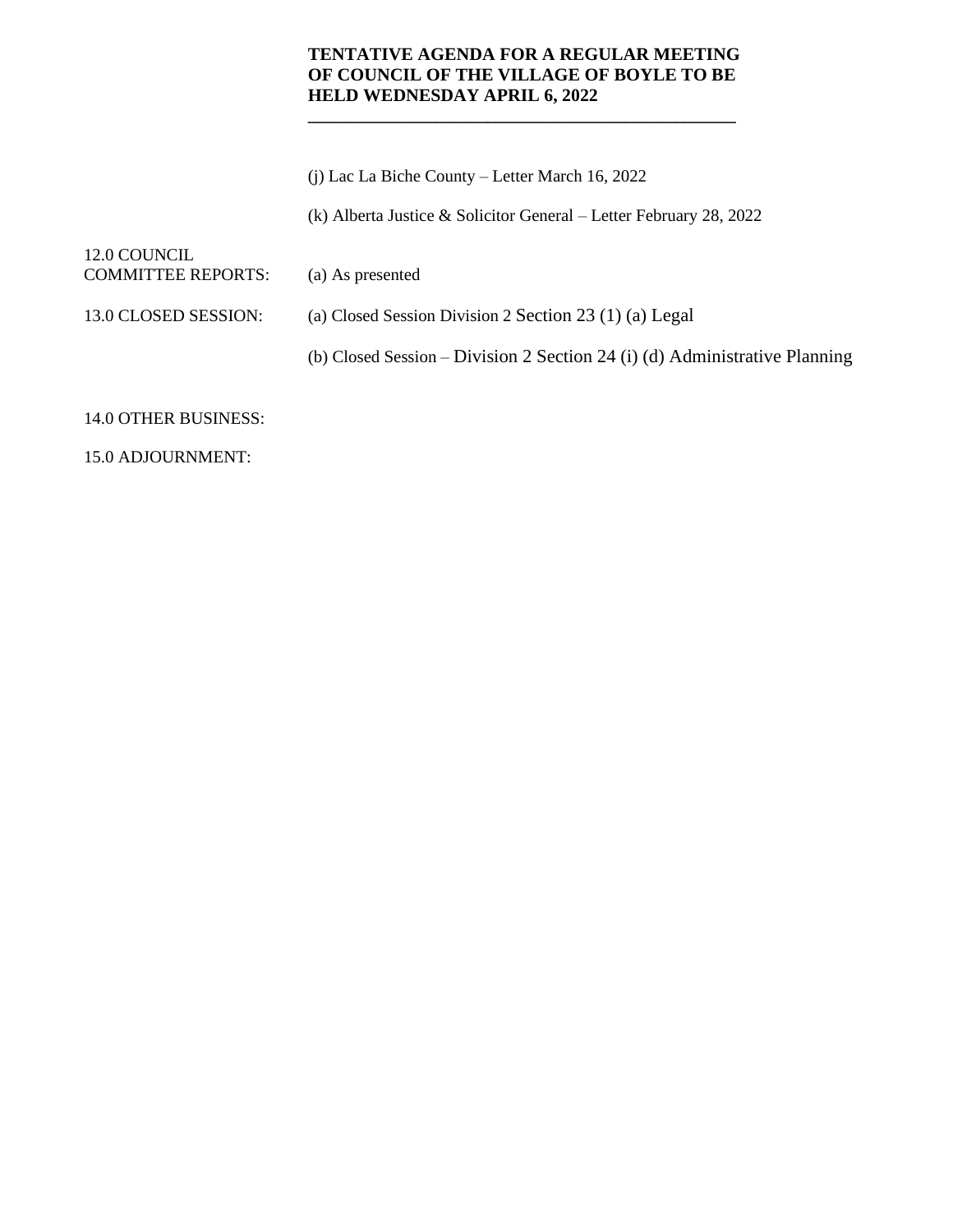**TENTATIVE AGENDA FOR A REGULAR MEETING OF COUNCIL OF THE VILLAGE OF BOYLE TO BE HELD WEDNESDAY APRIL 6, 2022**

(j) Lac La Biche County – Letter March 16, 2022

(k) Alberta Justice & Solicitor General – Letter February 28, 2022

12.0 COUNCIL COMMITTEE REPORTS: (a) As presented

13.0 CLOSED SESSION: (a) Closed Session Division 2 Section 23 (1) (a) Legal

(b) Closed Session – Division 2 Section 24 (i) (d) Administrative Planning

14.0 OTHER BUSINESS:

15.0 ADJOURNMENT: